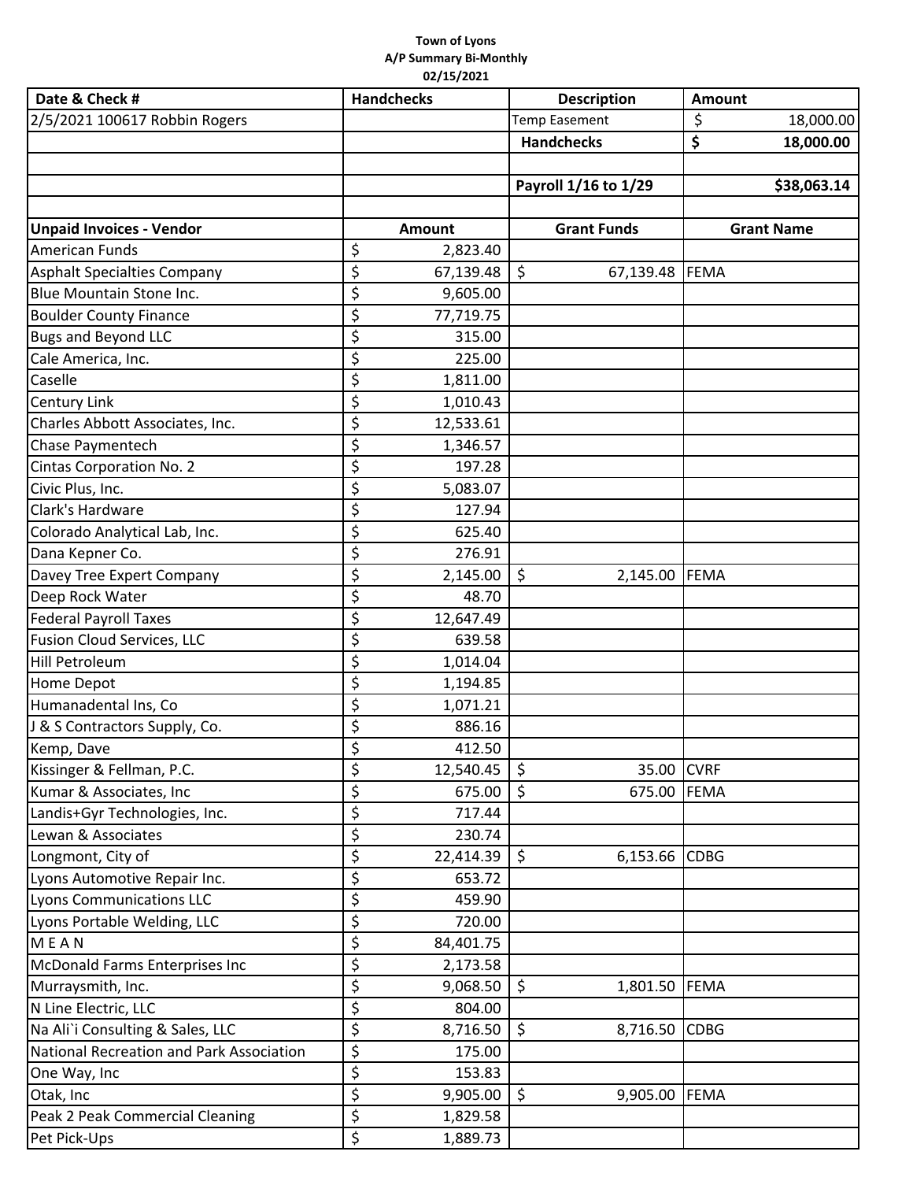**Town of Lyons**
**A/P Summary Bi-Monthly**
**02/15/2021**

| Date & Check # | Handchecks | Description | Amount |
|---|---|---|---|
| 2/5/2021 100617 Robbin Rogers | | Temp Easement | $ 18,000.00 |
| | | **Handchecks** | **$ 18,000.00** |
| | | | |
| | | **Payroll 1/16 to 1/29** | **$38,063.14** |
| | | | |
| **Unpaid Invoices - Vendor** | **Amount** | **Grant Funds** | **Grant Name** |
| American Funds | $ 2,823.40 | | |
| Asphalt Specialties Company | $ 67,139.48 | $ 67,139.48 | FEMA |
| Blue Mountain Stone Inc. | $ 9,605.00 | | |
| Boulder County Finance | $ 77,719.75 | | |
| Bugs and Beyond LLC | $ 315.00 | | |
| Cale America, Inc. | $ 225.00 | | |
| Caselle | $ 1,811.00 | | |
| Century Link | $ 1,010.43 | | |
| Charles Abbott Associates, Inc. | $ 12,533.61 | | |
| Chase Paymentech | $ 1,346.57 | | |
| Cintas Corporation No. 2 | $ 197.28 | | |
| Civic Plus, Inc. | $ 5,083.07 | | |
| Clark's Hardware | $ 127.94 | | |
| Colorado Analytical Lab, Inc. | $ 625.40 | | |
| Dana Kepner Co. | $ 276.91 | | |
| Davey Tree Expert Company | $ 2,145.00 | $ 2,145.00 | FEMA |
| Deep Rock Water | $ 48.70 | | |
| Federal Payroll Taxes | $ 12,647.49 | | |
| Fusion Cloud Services, LLC | $ 639.58 | | |
| Hill Petroleum | $ 1,014.04 | | |
| Home Depot | $ 1,194.85 | | |
| Humanadental Ins, Co | $ 1,071.21 | | |
| J & S Contractors Supply, Co. | $ 886.16 | | |
| Kemp, Dave | $ 412.50 | | |
| Kissinger & Fellman, P.C. | $ 12,540.45 | $ 35.00 | CVRF |
| Kumar & Associates, Inc | $ 675.00 | $ 675.00 | FEMA |
| Landis+Gyr Technologies, Inc. | $ 717.44 | | |
| Lewan & Associates | $ 230.74 | | |
| Longmont, City of | $ 22,414.39 | $ 6,153.66 | CDBG |
| Lyons Automotive Repair Inc. | $ 653.72 | | |
| Lyons Communications LLC | $ 459.90 | | |
| Lyons Portable Welding, LLC | $ 720.00 | | |
| M E A N | $ 84,401.75 | | |
| McDonald Farms Enterprises Inc | $ 2,173.58 | | |
| Murraysmith, Inc. | $ 9,068.50 | $ 1,801.50 | FEMA |
| N Line Electric, LLC | $ 804.00 | | |
| Na Ali`i Consulting & Sales, LLC | $ 8,716.50 | $ 8,716.50 | CDBG |
| National Recreation and Park Association | $ 175.00 | | |
| One Way, Inc | $ 153.83 | | |
| Otak, Inc | $ 9,905.00 | $ 9,905.00 | FEMA |
| Peak 2 Peak Commercial Cleaning | $ 1,829.58 | | |
| Pet Pick-Ups | $ 1,889.73 | | |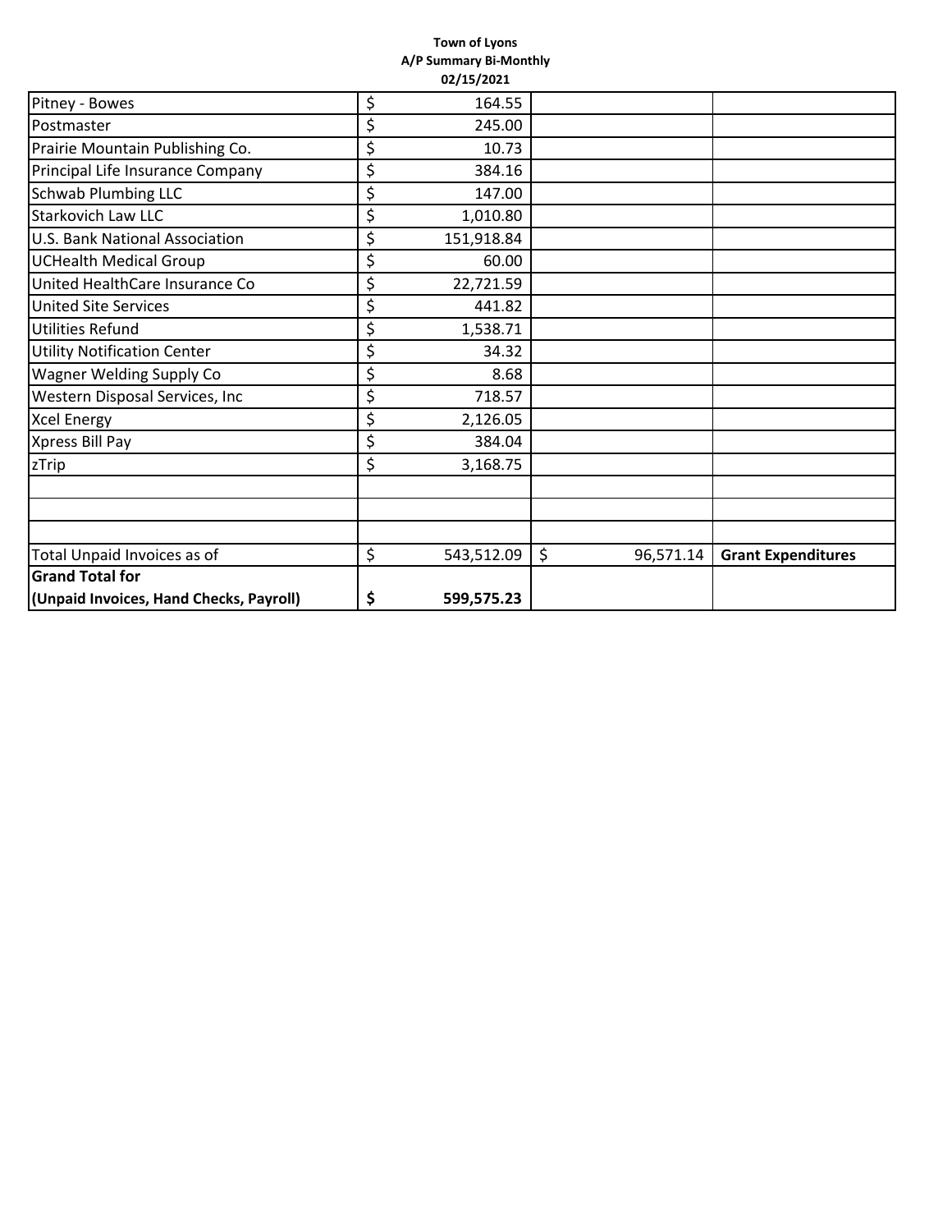**Town of Lyons**
**A/P Summary Bi-Monthly**
**02/15/2021**

| | | | |
|---|---|---|---|
| Pitney - Bowes | $ 164.55 | | |
| Postmaster | $ 245.00 | | |
| Prairie Mountain Publishing Co. | $ 10.73 | | |
| Principal Life Insurance Company | $ 384.16 | | |
| Schwab Plumbing LLC | $ 147.00 | | |
| Starkovich Law LLC | $ 1,010.80 | | |
| U.S. Bank National Association | $ 151,918.84 | | |
| UCHealth Medical Group | $ 60.00 | | |
| United HealthCare Insurance Co | $ 22,721.59 | | |
| United Site Services | $ 441.82 | | |
| Utilities Refund | $ 1,538.71 | | |
| Utility Notification Center | $ 34.32 | | |
| Wagner Welding Supply Co | $ 8.68 | | |
| Western Disposal Services, Inc | $ 718.57 | | |
| Xcel Energy | $ 2,126.05 | | |
| Xpress Bill Pay | $ 384.04 | | |
| zTrip | $ 3,168.75 | | |
| | | | |
| | | | |
| | | | |
| Total Unpaid Invoices as of | $ 543,512.09 | $ 96,571.14 | **Grant Expenditures** |
| **Grand Total for (Unpaid Invoices, Hand Checks, Payroll)** | **$ 599,575.23** | | |